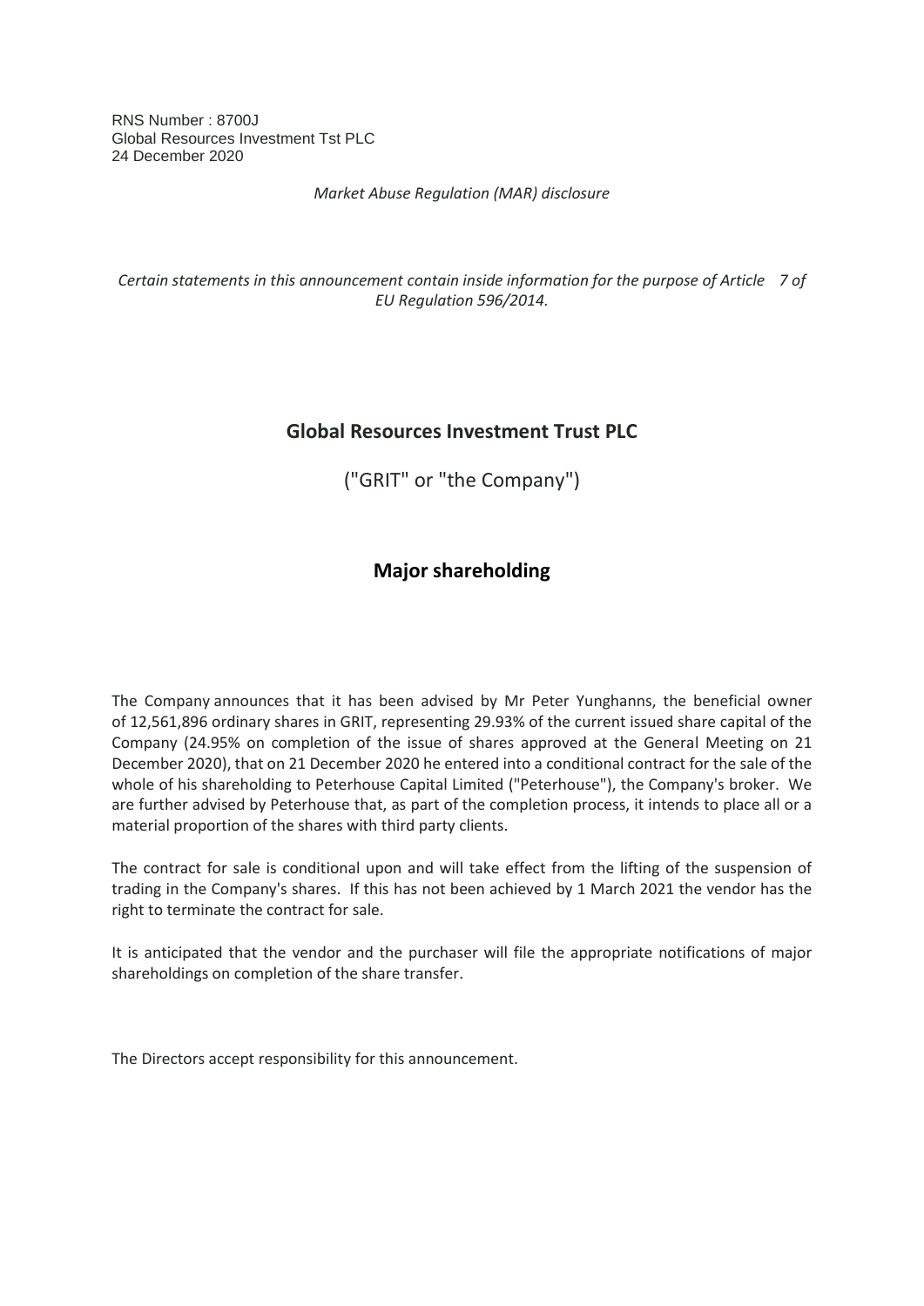RNS Number : 8700J
Global Resources Investment Tst PLC
24 December 2020

*Market Abuse Regulation (MAR) disclosure*

*Certain statements in this announcement contain inside information for the purpose of Article 7 of EU Regulation 596/2014.*

# Global Resources Investment Trust PLC

("GRIT" or "the Company")

## Major shareholding

The Company announces that it has been advised by Mr Peter Yunghanns, the beneficial owner of 12,561,896 ordinary shares in GRIT, representing 29.93% of the current issued share capital of the Company (24.95% on completion of the issue of shares approved at the General Meeting on 21 December 2020), that on 21 December 2020 he entered into a conditional contract for the sale of the whole of his shareholding to Peterhouse Capital Limited ("Peterhouse"), the Company's broker. We are further advised by Peterhouse that, as part of the completion process, it intends to place all or a material proportion of the shares with third party clients.

The contract for sale is conditional upon and will take effect from the lifting of the suspension of trading in the Company's shares. If this has not been achieved by 1 March 2021 the vendor has the right to terminate the contract for sale.

It is anticipated that the vendor and the purchaser will file the appropriate notifications of major shareholdings on completion of the share transfer.

The Directors accept responsibility for this announcement.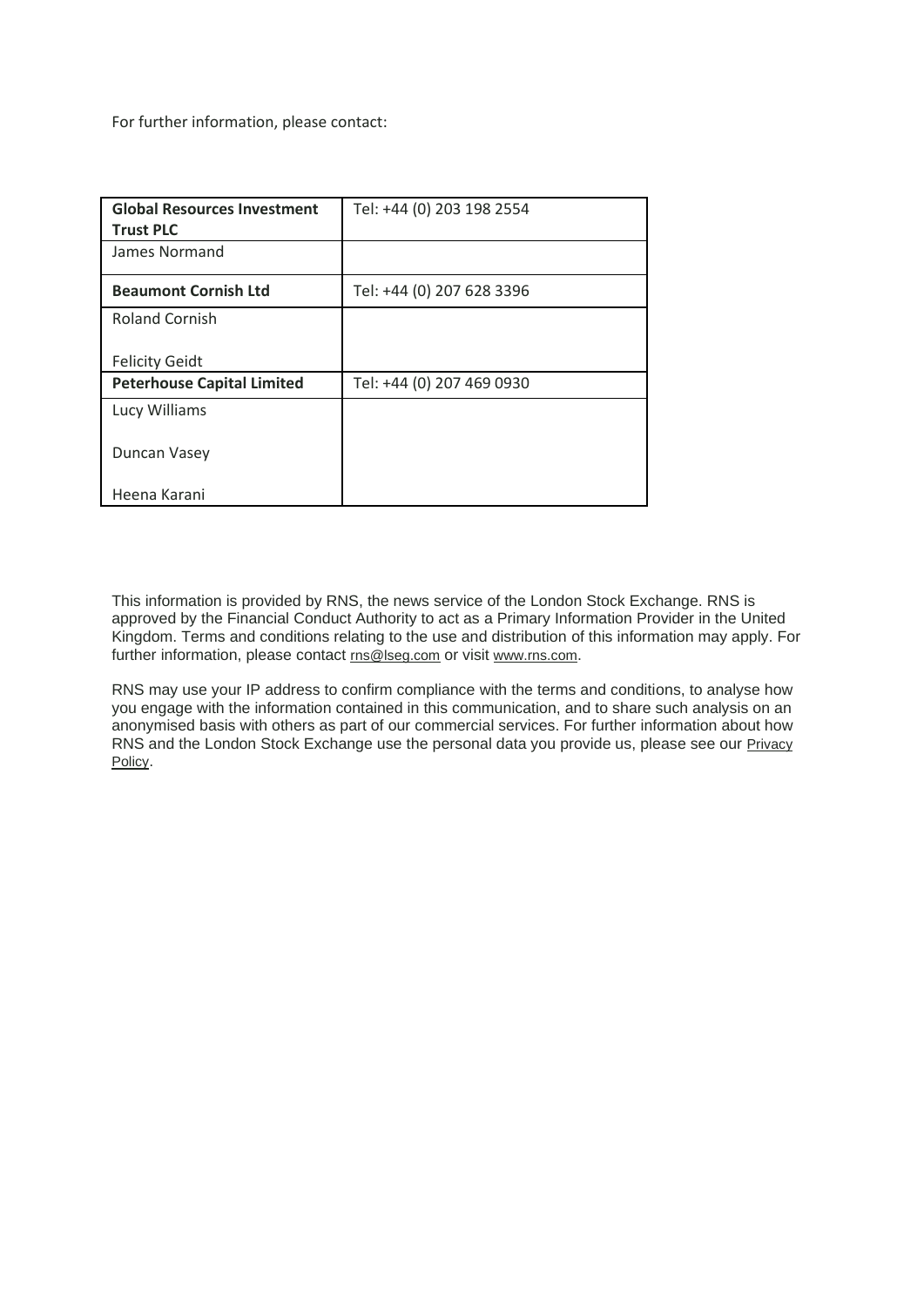For further information, please contact:

| | |
|---|---|
| **Global Resources Investment Trust PLC** | Tel: +44 (0) 203 198 2554 |
| James Normand | |
| **Beaumont Cornish Ltd** | Tel: +44 (0) 207 628 3396 |
| Roland Cornish<br><br>Felicity Geidt | |
| **Peterhouse Capital Limited** | Tel: +44 (0) 207 469 0930 |
| Lucy Williams<br><br>Duncan Vasey<br><br>Heena Karani | |

This information is provided by RNS, the news service of the London Stock Exchange. RNS is approved by the Financial Conduct Authority to act as a Primary Information Provider in the United Kingdom. Terms and conditions relating to the use and distribution of this information may apply. For further information, please contact rns@lseg.com or visit www.rns.com.

RNS may use your IP address to confirm compliance with the terms and conditions, to analyse how you engage with the information contained in this communication, and to share such analysis on an anonymised basis with others as part of our commercial services. For further information about how RNS and the London Stock Exchange use the personal data you provide us, please see our Privacy Policy.